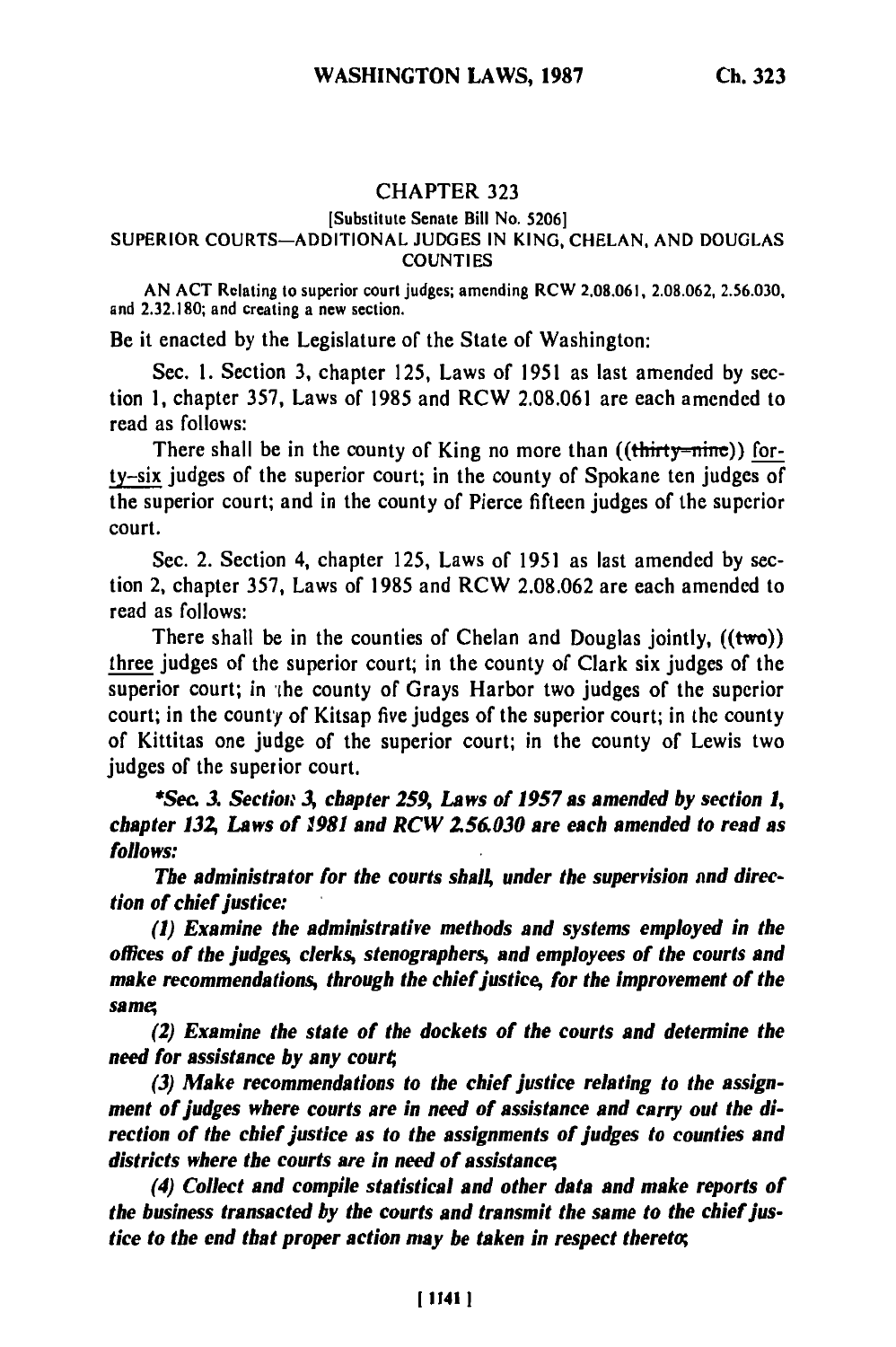## CHAPTER 323

[Substitute Senate Bill No. 5206]

SUPERIOR COURTS—ADDITIONAL JUDGES IN KING, CHELAN, AND DOUGLAS COUNTIES

AN ACT Relating to superior court judges; amending RCW 2.08.061, 2.08.062, 2.56.030, and 2.32.180; and creating a new section.

Be it enacted by the Legislature of the State of Washington:

Sec. 1. Section 3, chapter 125, Laws of 1951 as last amended by section 1, chapter 357, Laws of 1985 and RCW 2.08.061 are each amended to read as follows:

There shall be in the county of King no more than ((~~thirty-nine~~)) forty-six judges of the superior court; in the county of Spokane ten judges of the superior court; and in the county of Pierce fifteen judges of the superior court.

Sec. 2. Section 4, chapter 125, Laws of 1951 as last amended by section 2, chapter 357, Laws of 1985 and RCW 2.08.062 are each amended to read as follows:

There shall be in the counties of Chelan and Douglas jointly, ((~~two~~)) three judges of the superior court; in the county of Clark six judges of the superior court; in the county of Grays Harbor two judges of the superior court; in the county of Kitsap five judges of the superior court; in the county of Kittitas one judge of the superior court; in the county of Lewis two judges of the superior court.

****Sec. 3. Section 3, chapter 259, Laws of 1957 as amended by section 1, chapter 132, Laws of 1981 and RCW 2.56.030 are each amended to read as follows:***

*The administrator for the courts shall, under the supervision and direction of chief justice:*

*(1) Examine the administrative methods and systems employed in the offices of the judges, clerks, stenographers, and employees of the courts and make recommendations, through the chief justice, for the improvement of the same;*

*(2) Examine the state of the dockets of the courts and determine the need for assistance by any court;*

*(3) Make recommendations to the chief justice relating to the assignment of judges where courts are in need of assistance and carry out the direction of the chief justice as to the assignments of judges to counties and districts where the courts are in need of assistance;*

*(4) Collect and compile statistical and other data and make reports of the business transacted by the courts and transmit the same to the chief justice to the end that proper action may be taken in respect thereto;*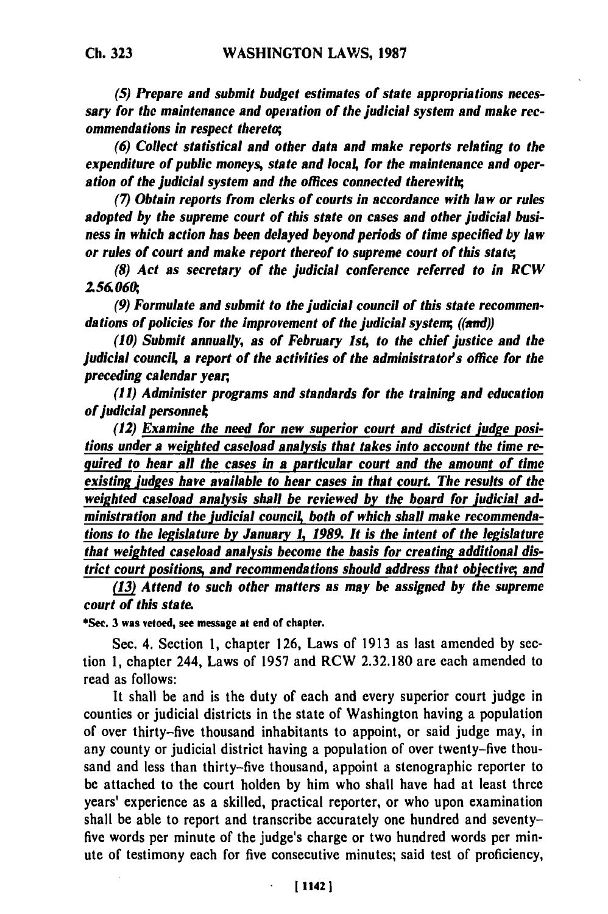*(5) Prepare and submit budget estimates of state appropriations necessary for the maintenance and operation of the judicial system and make recommendations in respect thereto;*

*(6) Collect statistical and other data and make reports relating to the expenditure of public moneys, state and local, for the maintenance and operation of the judicial system and the offices connected therewith;*

*(7) Obtain reports from clerks of courts in accordance with law or rules adopted by the supreme court of this state on cases and other judicial business in which action has been delayed beyond periods of time specified by law or rules of court and make report thereof to supreme court of this state;*

*(8) Act as secretary of the judicial conference referred to in RCW 2.56.060;*

*(9) Formulate and submit to the judicial council of this state recommendations of policies for the improvement of the judicial system; ((and))*

*(10) Submit annually, as of February 1st, to the chief justice and the judicial council, a report of the activities of the administrator's office for the preceding calendar year;*

*(11) Administer programs and standards for the training and education of judicial personnel;*

*(12) <u>Examine the need for new superior court and district judge positions under a weighted caseload analysis that takes into account the time required to hear all the cases in a particular court and the amount of time existing judges have available to hear cases in that court. The results of the weighted caseload analysis shall be reviewed by the board for judicial administration and the judicial council, both of which shall make recommendations to the legislature by January 1, 1989. It is the intent of the legislature that weighted caseload analysis become the basis for creating additional district court positions, and recommendations should address that objective; and</u>*

*<u>(13)</u> Attend to such other matters as may be assigned by the supreme court of this state.*

*Sec. 3 was vetoed, see message at end of chapter.

Sec. 4. Section 1, chapter 126, Laws of 1913 as last amended by section 1, chapter 244, Laws of 1957 and RCW 2.32.180 are each amended to read as follows:

It shall be and is the duty of each and every superior court judge in counties or judicial districts in the state of Washington having a population of over thirty-five thousand inhabitants to appoint, or said judge may, in any county or judicial district having a population of over twenty-five thousand and less than thirty-five thousand, appoint a stenographic reporter to be attached to the court holden by him who shall have had at least three years' experience as a skilled, practical reporter, or who upon examination shall be able to report and transcribe accurately one hundred and seventy-five words per minute of the judge's charge or two hundred words per minute of testimony each for five consecutive minutes; said test of proficiency,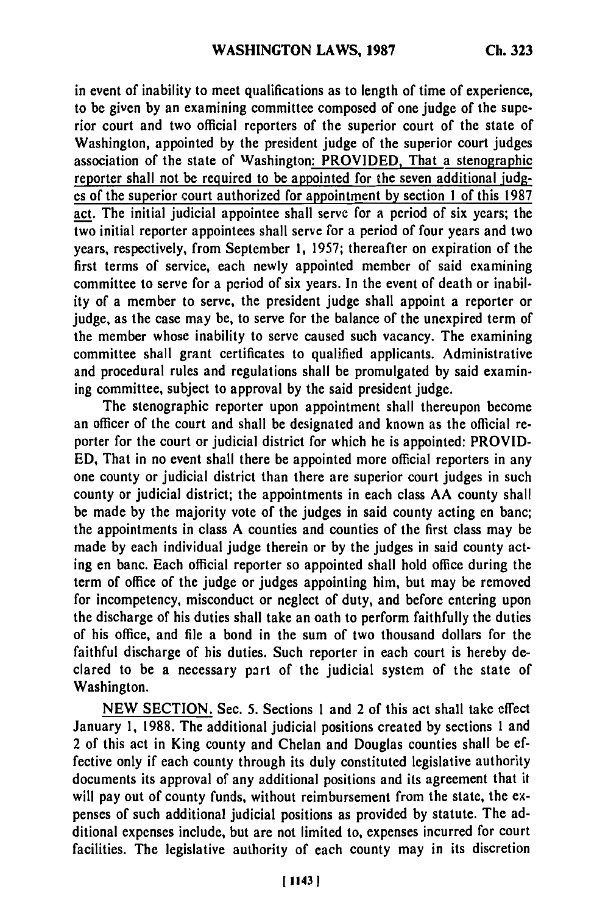in event of inability to meet qualifications as to length of time of experience, to be given by an examining committee composed of one judge of the superior court and two official reporters of the superior court of the state of Washington, appointed by the president judge of the superior court judges association of the state of Washington: PROVIDED, That a stenographic reporter shall not be required to be appointed for the seven additional judges of the superior court authorized for appointment by section 1 of this 1987 act. The initial judicial appointee shall serve for a period of six years; the two initial reporter appointees shall serve for a period of four years and two years, respectively, from September 1, 1957; thereafter on expiration of the first terms of service, each newly appointed member of said examining committee to serve for a period of six years. In the event of death or inability of a member to serve, the president judge shall appoint a reporter or judge, as the case may be, to serve for the balance of the unexpired term of the member whose inability to serve caused such vacancy. The examining committee shall grant certificates to qualified applicants. Administrative and procedural rules and regulations shall be promulgated by said examining committee, subject to approval by the said president judge.

The stenographic reporter upon appointment shall thereupon become an officer of the court and shall be designated and known as the official reporter for the court or judicial district for which he is appointed: PROVIDED, That in no event shall there be appointed more official reporters in any one county or judicial district than there are superior court judges in such county or judicial district; the appointments in each class AA county shall be made by the majority vote of the judges in said county acting en banc; the appointments in class A counties and counties of the first class may be made by each individual judge therein or by the judges in said county acting en banc. Each official reporter so appointed shall hold office during the term of office of the judge or judges appointing him, but may be removed for incompetency, misconduct or neglect of duty, and before entering upon the discharge of his duties shall take an oath to perform faithfully the duties of his office, and file a bond in the sum of two thousand dollars for the faithful discharge of his duties. Such reporter in each court is hereby declared to be a necessary part of the judicial system of the state of Washington.

NEW SECTION. Sec. 5. Sections 1 and 2 of this act shall take effect January 1, 1988. The additional judicial positions created by sections 1 and 2 of this act in King county and Chelan and Douglas counties shall be effective only if each county through its duly constituted legislative authority documents its approval of any additional positions and its agreement that it will pay out of county funds, without reimbursement from the state, the expenses of such additional judicial positions as provided by statute. The additional expenses include, but are not limited to, expenses incurred for court facilities. The legislative authority of each county may in its discretion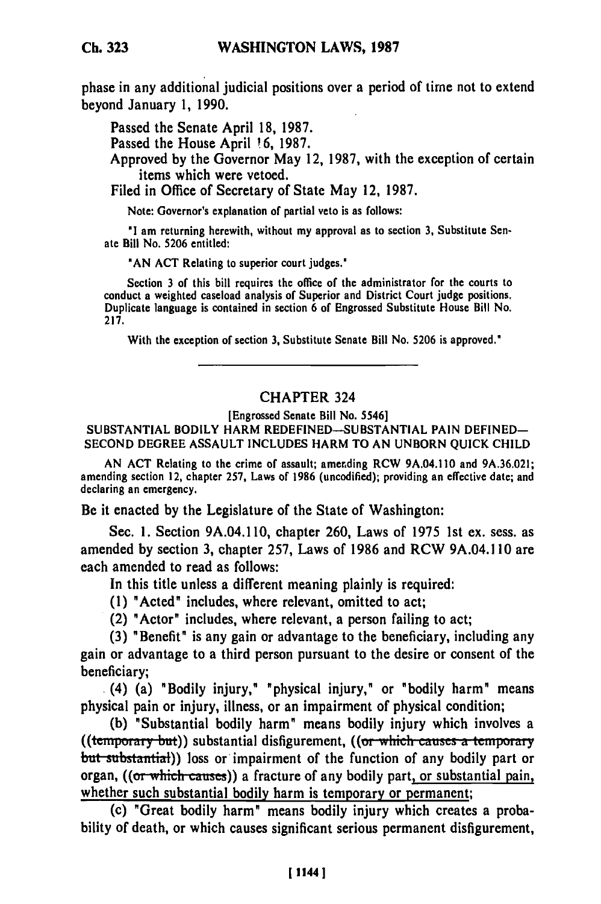phase in any additional judicial positions over a period of time not to extend beyond January 1, 1990.

Passed the Senate April 18, 1987.

Passed the House April 16, 1987.

Approved by the Governor May 12, 1987, with the exception of certain items which were vetoed.

Filed in Office of Secretary of State May 12, 1987.

Note: Governor's explanation of partial veto is as follows:

"I am returning herewith, without my approval as to section 3, Substitute Senate Bill No. 5206 entitled:

"AN ACT Relating to superior court judges."

Section 3 of this bill requires the office of the administrator for the courts to conduct a weighted caseload analysis of Superior and District Court judge positions. Duplicate language is contained in section 6 of Engrossed Substitute House Bill No. 217.

With the exception of section 3, Substitute Senate Bill No. 5206 is approved."

---

## CHAPTER 324

[Engrossed Senate Bill No. 5546]

### SUBSTANTIAL BODILY HARM REDEFINED—SUBSTANTIAL PAIN DEFINED—SECOND DEGREE ASSAULT INCLUDES HARM TO AN UNBORN QUICK CHILD

AN ACT Relating to the crime of assault; amending RCW 9A.04.110 and 9A.36.021; amending section 12, chapter 257, Laws of 1986 (uncodified); providing an effective date; and declaring an emergency.

Be it enacted by the Legislature of the State of Washington:

Sec. 1. Section 9A.04.110, chapter 260, Laws of 1975 1st ex. sess. as amended by section 3, chapter 257, Laws of 1986 and RCW 9A.04.110 are each amended to read as follows:

In this title unless a different meaning plainly is required:

(1) "Acted" includes, where relevant, omitted to act;

(2) "Actor" includes, where relevant, a person failing to act;

(3) "Benefit" is any gain or advantage to the beneficiary, including any gain or advantage to a third person pursuant to the desire or consent of the beneficiary;

(4) (a) "Bodily injury," "physical injury," or "bodily harm" means physical pain or injury, illness, or an impairment of physical condition;

(b) "Substantial bodily harm" means bodily injury which involves a ((~~temporary but~~)) substantial disfigurement, ((~~or which causes a temporary but substantial~~)) loss or impairment of the function of any bodily part or organ, ((~~or which causes~~)) a fracture of any bodily part, or substantial pain, whether such substantial bodily harm is temporary or permanent;

(c) "Great bodily harm" means bodily injury which creates a probability of death, or which causes significant serious permanent disfigurement,